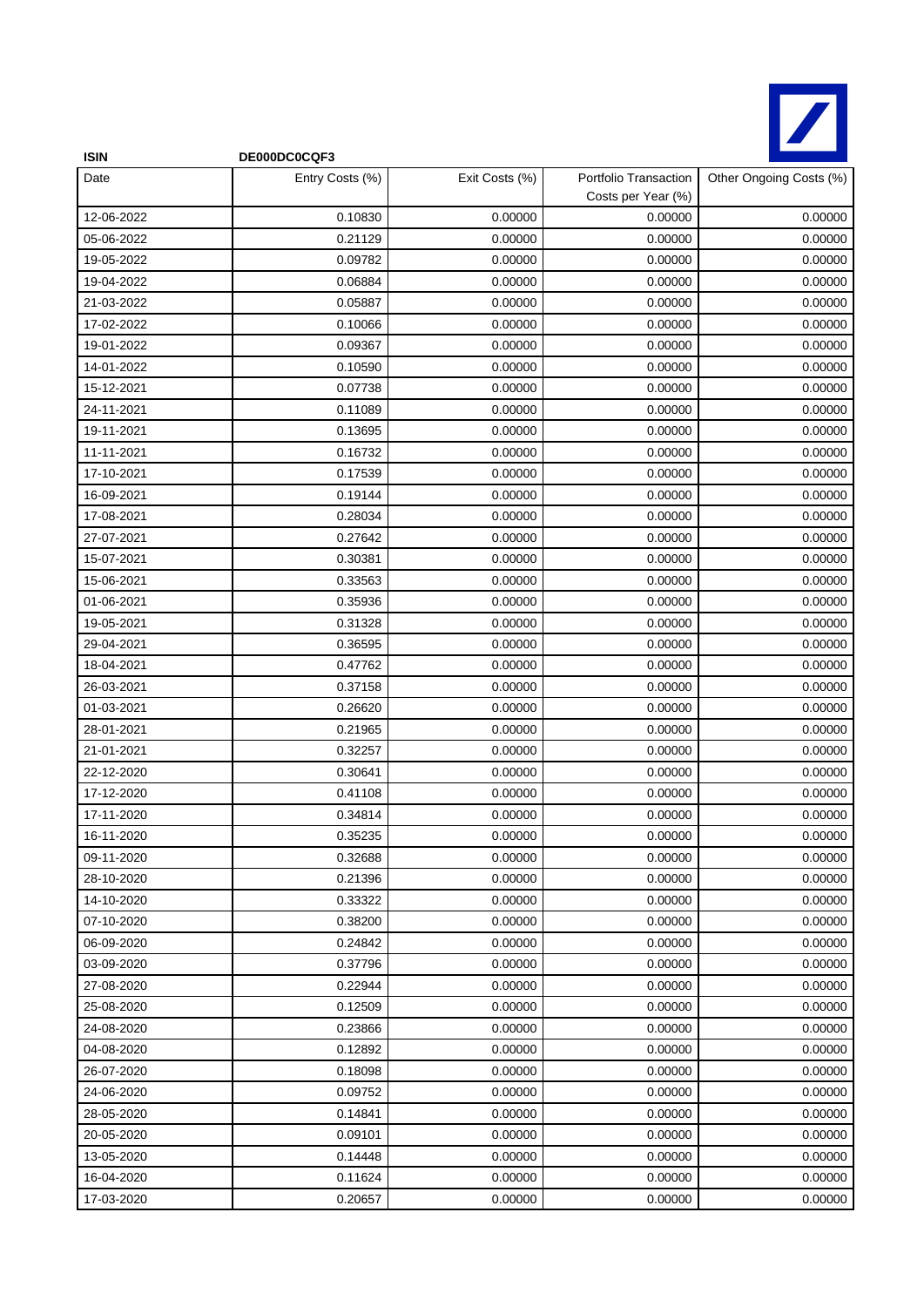| ISIN | DE000DC0CQF3 | | | |
|---|---|---|---|---|
| Date | Entry Costs (%) | Exit Costs (%) | Portfolio Transaction Costs per Year (%) | Other Ongoing Costs (%) |
| 12-06-2022 | 0.10830 | 0.00000 | 0.00000 | 0.00000 |
| 05-06-2022 | 0.21129 | 0.00000 | 0.00000 | 0.00000 |
| 19-05-2022 | 0.09782 | 0.00000 | 0.00000 | 0.00000 |
| 19-04-2022 | 0.06884 | 0.00000 | 0.00000 | 0.00000 |
| 21-03-2022 | 0.05887 | 0.00000 | 0.00000 | 0.00000 |
| 17-02-2022 | 0.10066 | 0.00000 | 0.00000 | 0.00000 |
| 19-01-2022 | 0.09367 | 0.00000 | 0.00000 | 0.00000 |
| 14-01-2022 | 0.10590 | 0.00000 | 0.00000 | 0.00000 |
| 15-12-2021 | 0.07738 | 0.00000 | 0.00000 | 0.00000 |
| 24-11-2021 | 0.11089 | 0.00000 | 0.00000 | 0.00000 |
| 19-11-2021 | 0.13695 | 0.00000 | 0.00000 | 0.00000 |
| 11-11-2021 | 0.16732 | 0.00000 | 0.00000 | 0.00000 |
| 17-10-2021 | 0.17539 | 0.00000 | 0.00000 | 0.00000 |
| 16-09-2021 | 0.19144 | 0.00000 | 0.00000 | 0.00000 |
| 17-08-2021 | 0.28034 | 0.00000 | 0.00000 | 0.00000 |
| 27-07-2021 | 0.27642 | 0.00000 | 0.00000 | 0.00000 |
| 15-07-2021 | 0.30381 | 0.00000 | 0.00000 | 0.00000 |
| 15-06-2021 | 0.33563 | 0.00000 | 0.00000 | 0.00000 |
| 01-06-2021 | 0.35936 | 0.00000 | 0.00000 | 0.00000 |
| 19-05-2021 | 0.31328 | 0.00000 | 0.00000 | 0.00000 |
| 29-04-2021 | 0.36595 | 0.00000 | 0.00000 | 0.00000 |
| 18-04-2021 | 0.47762 | 0.00000 | 0.00000 | 0.00000 |
| 26-03-2021 | 0.37158 | 0.00000 | 0.00000 | 0.00000 |
| 01-03-2021 | 0.26620 | 0.00000 | 0.00000 | 0.00000 |
| 28-01-2021 | 0.21965 | 0.00000 | 0.00000 | 0.00000 |
| 21-01-2021 | 0.32257 | 0.00000 | 0.00000 | 0.00000 |
| 22-12-2020 | 0.30641 | 0.00000 | 0.00000 | 0.00000 |
| 17-12-2020 | 0.41108 | 0.00000 | 0.00000 | 0.00000 |
| 17-11-2020 | 0.34814 | 0.00000 | 0.00000 | 0.00000 |
| 16-11-2020 | 0.35235 | 0.00000 | 0.00000 | 0.00000 |
| 09-11-2020 | 0.32688 | 0.00000 | 0.00000 | 0.00000 |
| 28-10-2020 | 0.21396 | 0.00000 | 0.00000 | 0.00000 |
| 14-10-2020 | 0.33322 | 0.00000 | 0.00000 | 0.00000 |
| 07-10-2020 | 0.38200 | 0.00000 | 0.00000 | 0.00000 |
| 06-09-2020 | 0.24842 | 0.00000 | 0.00000 | 0.00000 |
| 03-09-2020 | 0.37796 | 0.00000 | 0.00000 | 0.00000 |
| 27-08-2020 | 0.22944 | 0.00000 | 0.00000 | 0.00000 |
| 25-08-2020 | 0.12509 | 0.00000 | 0.00000 | 0.00000 |
| 24-08-2020 | 0.23866 | 0.00000 | 0.00000 | 0.00000 |
| 04-08-2020 | 0.12892 | 0.00000 | 0.00000 | 0.00000 |
| 26-07-2020 | 0.18098 | 0.00000 | 0.00000 | 0.00000 |
| 24-06-2020 | 0.09752 | 0.00000 | 0.00000 | 0.00000 |
| 28-05-2020 | 0.14841 | 0.00000 | 0.00000 | 0.00000 |
| 20-05-2020 | 0.09101 | 0.00000 | 0.00000 | 0.00000 |
| 13-05-2020 | 0.14448 | 0.00000 | 0.00000 | 0.00000 |
| 16-04-2020 | 0.11624 | 0.00000 | 0.00000 | 0.00000 |
| 17-03-2020 | 0.20657 | 0.00000 | 0.00000 | 0.00000 |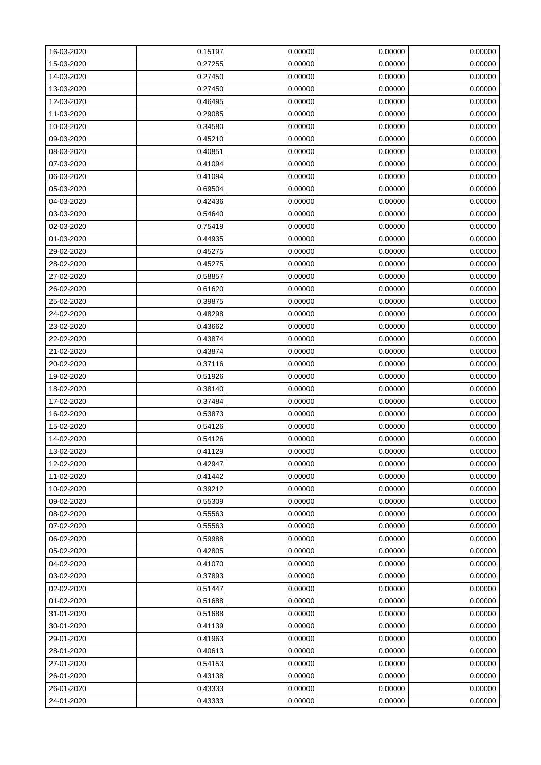| | | | | |
|---|---|---|---|---|
| 16-03-2020 | 0.15197 | 0.00000 | 0.00000 | 0.00000 |
| 15-03-2020 | 0.27255 | 0.00000 | 0.00000 | 0.00000 |
| 14-03-2020 | 0.27450 | 0.00000 | 0.00000 | 0.00000 |
| 13-03-2020 | 0.27450 | 0.00000 | 0.00000 | 0.00000 |
| 12-03-2020 | 0.46495 | 0.00000 | 0.00000 | 0.00000 |
| 11-03-2020 | 0.29085 | 0.00000 | 0.00000 | 0.00000 |
| 10-03-2020 | 0.34580 | 0.00000 | 0.00000 | 0.00000 |
| 09-03-2020 | 0.45210 | 0.00000 | 0.00000 | 0.00000 |
| 08-03-2020 | 0.40851 | 0.00000 | 0.00000 | 0.00000 |
| 07-03-2020 | 0.41094 | 0.00000 | 0.00000 | 0.00000 |
| 06-03-2020 | 0.41094 | 0.00000 | 0.00000 | 0.00000 |
| 05-03-2020 | 0.69504 | 0.00000 | 0.00000 | 0.00000 |
| 04-03-2020 | 0.42436 | 0.00000 | 0.00000 | 0.00000 |
| 03-03-2020 | 0.54640 | 0.00000 | 0.00000 | 0.00000 |
| 02-03-2020 | 0.75419 | 0.00000 | 0.00000 | 0.00000 |
| 01-03-2020 | 0.44935 | 0.00000 | 0.00000 | 0.00000 |
| 29-02-2020 | 0.45275 | 0.00000 | 0.00000 | 0.00000 |
| 28-02-2020 | 0.45275 | 0.00000 | 0.00000 | 0.00000 |
| 27-02-2020 | 0.58857 | 0.00000 | 0.00000 | 0.00000 |
| 26-02-2020 | 0.61620 | 0.00000 | 0.00000 | 0.00000 |
| 25-02-2020 | 0.39875 | 0.00000 | 0.00000 | 0.00000 |
| 24-02-2020 | 0.48298 | 0.00000 | 0.00000 | 0.00000 |
| 23-02-2020 | 0.43662 | 0.00000 | 0.00000 | 0.00000 |
| 22-02-2020 | 0.43874 | 0.00000 | 0.00000 | 0.00000 |
| 21-02-2020 | 0.43874 | 0.00000 | 0.00000 | 0.00000 |
| 20-02-2020 | 0.37116 | 0.00000 | 0.00000 | 0.00000 |
| 19-02-2020 | 0.51926 | 0.00000 | 0.00000 | 0.00000 |
| 18-02-2020 | 0.38140 | 0.00000 | 0.00000 | 0.00000 |
| 17-02-2020 | 0.37484 | 0.00000 | 0.00000 | 0.00000 |
| 16-02-2020 | 0.53873 | 0.00000 | 0.00000 | 0.00000 |
| 15-02-2020 | 0.54126 | 0.00000 | 0.00000 | 0.00000 |
| 14-02-2020 | 0.54126 | 0.00000 | 0.00000 | 0.00000 |
| 13-02-2020 | 0.41129 | 0.00000 | 0.00000 | 0.00000 |
| 12-02-2020 | 0.42947 | 0.00000 | 0.00000 | 0.00000 |
| 11-02-2020 | 0.41442 | 0.00000 | 0.00000 | 0.00000 |
| 10-02-2020 | 0.39212 | 0.00000 | 0.00000 | 0.00000 |
| 09-02-2020 | 0.55309 | 0.00000 | 0.00000 | 0.00000 |
| 08-02-2020 | 0.55563 | 0.00000 | 0.00000 | 0.00000 |
| 07-02-2020 | 0.55563 | 0.00000 | 0.00000 | 0.00000 |
| 06-02-2020 | 0.59988 | 0.00000 | 0.00000 | 0.00000 |
| 05-02-2020 | 0.42805 | 0.00000 | 0.00000 | 0.00000 |
| 04-02-2020 | 0.41070 | 0.00000 | 0.00000 | 0.00000 |
| 03-02-2020 | 0.37893 | 0.00000 | 0.00000 | 0.00000 |
| 02-02-2020 | 0.51447 | 0.00000 | 0.00000 | 0.00000 |
| 01-02-2020 | 0.51688 | 0.00000 | 0.00000 | 0.00000 |
| 31-01-2020 | 0.51688 | 0.00000 | 0.00000 | 0.00000 |
| 30-01-2020 | 0.41139 | 0.00000 | 0.00000 | 0.00000 |
| 29-01-2020 | 0.41963 | 0.00000 | 0.00000 | 0.00000 |
| 28-01-2020 | 0.40613 | 0.00000 | 0.00000 | 0.00000 |
| 27-01-2020 | 0.54153 | 0.00000 | 0.00000 | 0.00000 |
| 26-01-2020 | 0.43138 | 0.00000 | 0.00000 | 0.00000 |
| 26-01-2020 | 0.43333 | 0.00000 | 0.00000 | 0.00000 |
| 24-01-2020 | 0.43333 | 0.00000 | 0.00000 | 0.00000 |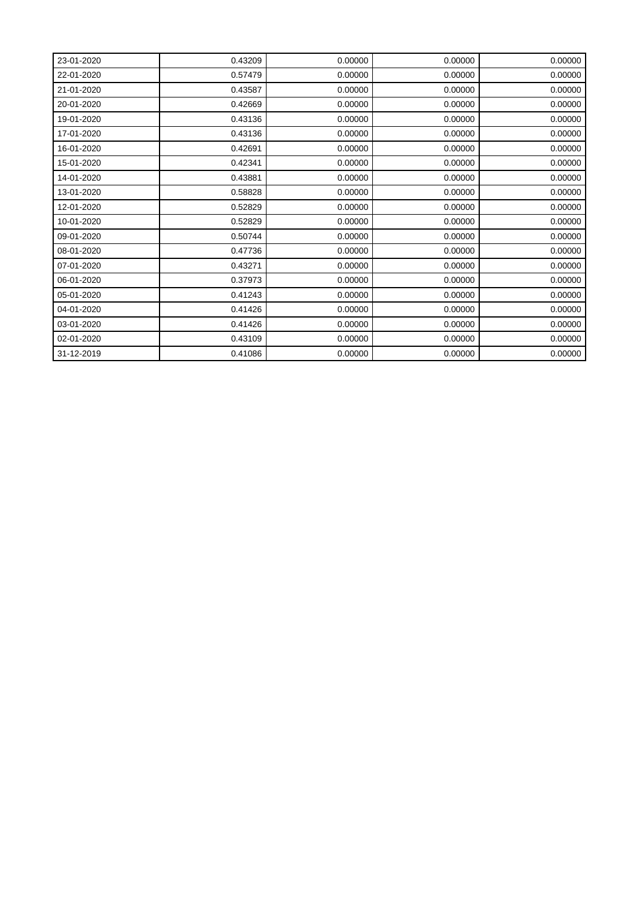| | | | | |
|---|---|---|---|---|
| 23-01-2020 | 0.43209 | 0.00000 | 0.00000 | 0.00000 |
| 22-01-2020 | 0.57479 | 0.00000 | 0.00000 | 0.00000 |
| 21-01-2020 | 0.43587 | 0.00000 | 0.00000 | 0.00000 |
| 20-01-2020 | 0.42669 | 0.00000 | 0.00000 | 0.00000 |
| 19-01-2020 | 0.43136 | 0.00000 | 0.00000 | 0.00000 |
| 17-01-2020 | 0.43136 | 0.00000 | 0.00000 | 0.00000 |
| 16-01-2020 | 0.42691 | 0.00000 | 0.00000 | 0.00000 |
| 15-01-2020 | 0.42341 | 0.00000 | 0.00000 | 0.00000 |
| 14-01-2020 | 0.43881 | 0.00000 | 0.00000 | 0.00000 |
| 13-01-2020 | 0.58828 | 0.00000 | 0.00000 | 0.00000 |
| 12-01-2020 | 0.52829 | 0.00000 | 0.00000 | 0.00000 |
| 10-01-2020 | 0.52829 | 0.00000 | 0.00000 | 0.00000 |
| 09-01-2020 | 0.50744 | 0.00000 | 0.00000 | 0.00000 |
| 08-01-2020 | 0.47736 | 0.00000 | 0.00000 | 0.00000 |
| 07-01-2020 | 0.43271 | 0.00000 | 0.00000 | 0.00000 |
| 06-01-2020 | 0.37973 | 0.00000 | 0.00000 | 0.00000 |
| 05-01-2020 | 0.41243 | 0.00000 | 0.00000 | 0.00000 |
| 04-01-2020 | 0.41426 | 0.00000 | 0.00000 | 0.00000 |
| 03-01-2020 | 0.41426 | 0.00000 | 0.00000 | 0.00000 |
| 02-01-2020 | 0.43109 | 0.00000 | 0.00000 | 0.00000 |
| 31-12-2019 | 0.41086 | 0.00000 | 0.00000 | 0.00000 |